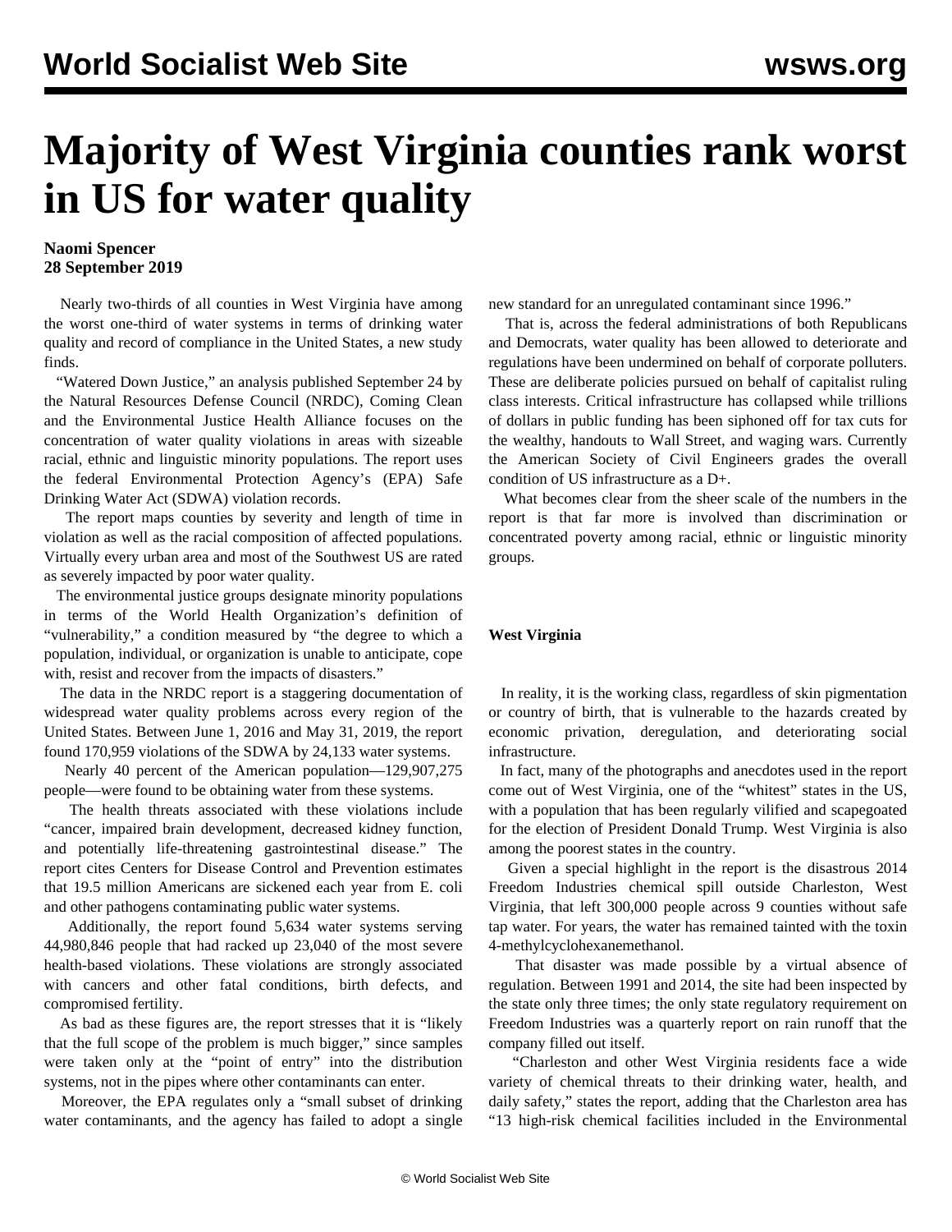# Majority of West Virginia counties rank worst in US for water quality

**Naomi Spencer**
**28 September 2019**

Nearly two-thirds of all counties in West Virginia have among the worst one-third of water systems in terms of drinking water quality and record of compliance in the United States, a new study finds.

"Watered Down Justice," an analysis published September 24 by the Natural Resources Defense Council (NRDC), Coming Clean and the Environmental Justice Health Alliance focuses on the concentration of water quality violations in areas with sizeable racial, ethnic and linguistic minority populations. The report uses the federal Environmental Protection Agency's (EPA) Safe Drinking Water Act (SDWA) violation records.

The report maps counties by severity and length of time in violation as well as the racial composition of affected populations. Virtually every urban area and most of the Southwest US are rated as severely impacted by poor water quality.

The environmental justice groups designate minority populations in terms of the World Health Organization's definition of "vulnerability," a condition measured by "the degree to which a population, individual, or organization is unable to anticipate, cope with, resist and recover from the impacts of disasters."

The data in the NRDC report is a staggering documentation of widespread water quality problems across every region of the United States. Between June 1, 2016 and May 31, 2019, the report found 170,959 violations of the SDWA by 24,133 water systems.

Nearly 40 percent of the American population—129,907,275 people—were found to be obtaining water from these systems.

The health threats associated with these violations include "cancer, impaired brain development, decreased kidney function, and potentially life-threatening gastrointestinal disease." The report cites Centers for Disease Control and Prevention estimates that 19.5 million Americans are sickened each year from E. coli and other pathogens contaminating public water systems.

Additionally, the report found 5,634 water systems serving 44,980,846 people that had racked up 23,040 of the most severe health-based violations. These violations are strongly associated with cancers and other fatal conditions, birth defects, and compromised fertility.

As bad as these figures are, the report stresses that it is "likely that the full scope of the problem is much bigger," since samples were taken only at the "point of entry" into the distribution systems, not in the pipes where other contaminants can enter.

Moreover, the EPA regulates only a "small subset of drinking water contaminants, and the agency has failed to adopt a single new standard for an unregulated contaminant since 1996."

That is, across the federal administrations of both Republicans and Democrats, water quality has been allowed to deteriorate and regulations have been undermined on behalf of corporate polluters. These are deliberate policies pursued on behalf of capitalist ruling class interests. Critical infrastructure has collapsed while trillions of dollars in public funding has been siphoned off for tax cuts for the wealthy, handouts to Wall Street, and waging wars. Currently the American Society of Civil Engineers grades the overall condition of US infrastructure as a D+.

What becomes clear from the sheer scale of the numbers in the report is that far more is involved than discrimination or concentrated poverty among racial, ethnic or linguistic minority groups.

**West Virginia**

In reality, it is the working class, regardless of skin pigmentation or country of birth, that is vulnerable to the hazards created by economic privation, deregulation, and deteriorating social infrastructure.

In fact, many of the photographs and anecdotes used in the report come out of West Virginia, one of the "whitest" states in the US, with a population that has been regularly vilified and scapegoated for the election of President Donald Trump. West Virginia is also among the poorest states in the country.

Given a special highlight in the report is the disastrous 2014 Freedom Industries chemical spill outside Charleston, West Virginia, that left 300,000 people across 9 counties without safe tap water. For years, the water has remained tainted with the toxin 4-methylcyclohexanemethanol.

That disaster was made possible by a virtual absence of regulation. Between 1991 and 2014, the site had been inspected by the state only three times; the only state regulatory requirement on Freedom Industries was a quarterly report on rain runoff that the company filled out itself.

"Charleston and other West Virginia residents face a wide variety of chemical threats to their drinking water, health, and daily safety," states the report, adding that the Charleston area has "13 high-risk chemical facilities included in the Environmental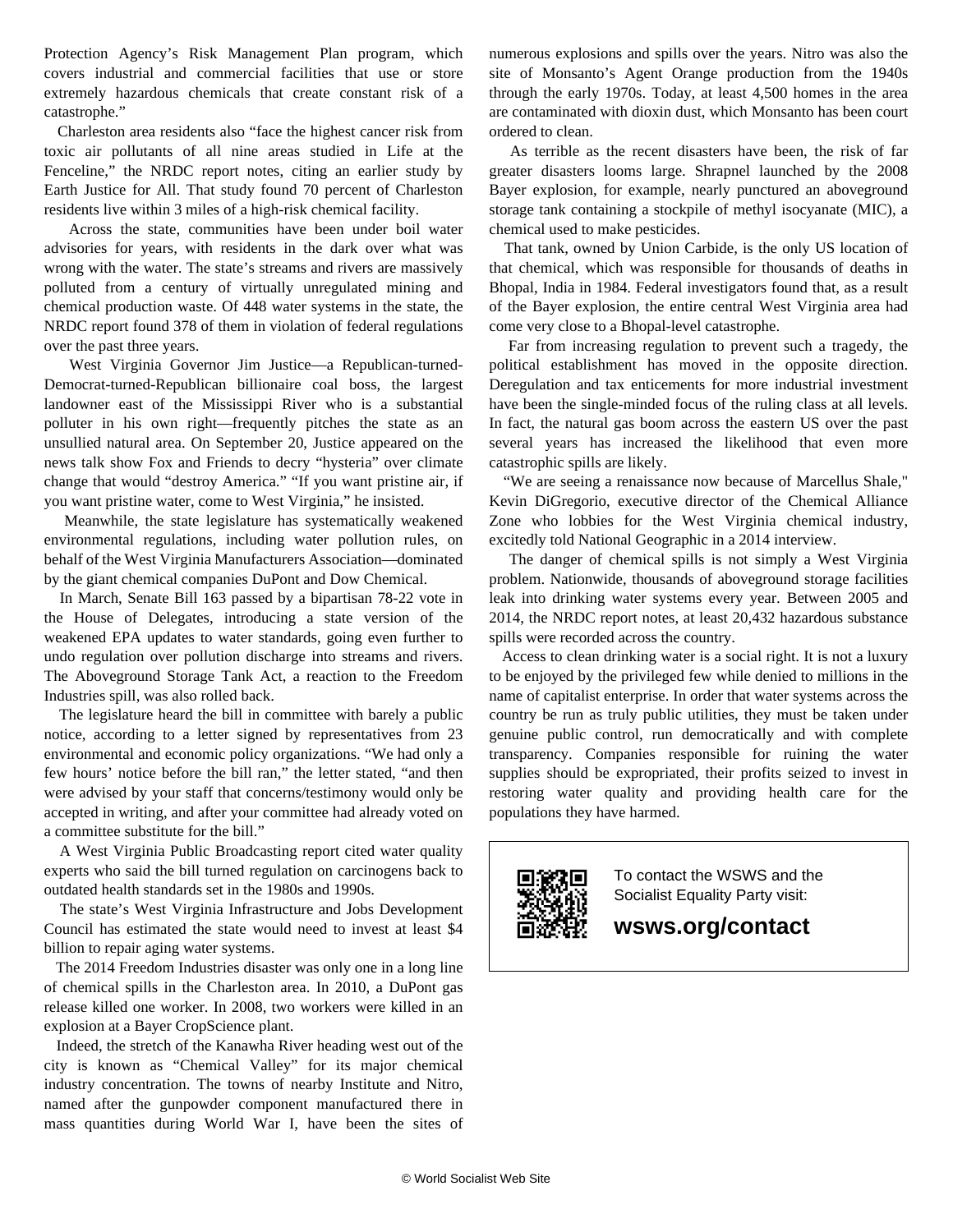Protection Agency's Risk Management Plan program, which covers industrial and commercial facilities that use or store extremely hazardous chemicals that create constant risk of a catastrophe."

Charleston area residents also "face the highest cancer risk from toxic air pollutants of all nine areas studied in Life at the Fenceline," the NRDC report notes, citing an earlier study by Earth Justice for All. That study found 70 percent of Charleston residents live within 3 miles of a high-risk chemical facility.

Across the state, communities have been under boil water advisories for years, with residents in the dark over what was wrong with the water. The state's streams and rivers are massively polluted from a century of virtually unregulated mining and chemical production waste. Of 448 water systems in the state, the NRDC report found 378 of them in violation of federal regulations over the past three years.

West Virginia Governor Jim Justice—a Republican-turned-Democrat-turned-Republican billionaire coal boss, the largest landowner east of the Mississippi River who is a substantial polluter in his own right—frequently pitches the state as an unsullied natural area. On September 20, Justice appeared on the news talk show Fox and Friends to decry "hysteria" over climate change that would "destroy America." "If you want pristine air, if you want pristine water, come to West Virginia," he insisted.

Meanwhile, the state legislature has systematically weakened environmental regulations, including water pollution rules, on behalf of the West Virginia Manufacturers Association—dominated by the giant chemical companies DuPont and Dow Chemical.

In March, Senate Bill 163 passed by a bipartisan 78-22 vote in the House of Delegates, introducing a state version of the weakened EPA updates to water standards, going even further to undo regulation over pollution discharge into streams and rivers. The Aboveground Storage Tank Act, a reaction to the Freedom Industries spill, was also rolled back.

The legislature heard the bill in committee with barely a public notice, according to a letter signed by representatives from 23 environmental and economic policy organizations. "We had only a few hours' notice before the bill ran," the letter stated, "and then were advised by your staff that concerns/testimony would only be accepted in writing, and after your committee had already voted on a committee substitute for the bill."

A West Virginia Public Broadcasting report cited water quality experts who said the bill turned regulation on carcinogens back to outdated health standards set in the 1980s and 1990s.

The state's West Virginia Infrastructure and Jobs Development Council has estimated the state would need to invest at least $4 billion to repair aging water systems.

The 2014 Freedom Industries disaster was only one in a long line of chemical spills in the Charleston area. In 2010, a DuPont gas release killed one worker. In 2008, two workers were killed in an explosion at a Bayer CropScience plant.

Indeed, the stretch of the Kanawha River heading west out of the city is known as "Chemical Valley" for its major chemical industry concentration. The towns of nearby Institute and Nitro, named after the gunpowder component manufactured there in mass quantities during World War I, have been the sites of numerous explosions and spills over the years. Nitro was also the site of Monsanto's Agent Orange production from the 1940s through the early 1970s. Today, at least 4,500 homes in the area are contaminated with dioxin dust, which Monsanto has been court ordered to clean.

As terrible as the recent disasters have been, the risk of far greater disasters looms large. Shrapnel launched by the 2008 Bayer explosion, for example, nearly punctured an aboveground storage tank containing a stockpile of methyl isocyanate (MIC), a chemical used to make pesticides.

That tank, owned by Union Carbide, is the only US location of that chemical, which was responsible for thousands of deaths in Bhopal, India in 1984. Federal investigators found that, as a result of the Bayer explosion, the entire central West Virginia area had come very close to a Bhopal-level catastrophe.

Far from increasing regulation to prevent such a tragedy, the political establishment has moved in the opposite direction. Deregulation and tax enticements for more industrial investment have been the single-minded focus of the ruling class at all levels. In fact, the natural gas boom across the eastern US over the past several years has increased the likelihood that even more catastrophic spills are likely.

"We are seeing a renaissance now because of Marcellus Shale," Kevin DiGregorio, executive director of the Chemical Alliance Zone who lobbies for the West Virginia chemical industry, excitedly told National Geographic in a 2014 interview.

The danger of chemical spills is not simply a West Virginia problem. Nationwide, thousands of aboveground storage facilities leak into drinking water systems every year. Between 2005 and 2014, the NRDC report notes, at least 20,432 hazardous substance spills were recorded across the country.

Access to clean drinking water is a social right. It is not a luxury to be enjoyed by the privileged few while denied to millions in the name of capitalist enterprise. In order that water systems across the country be run as truly public utilities, they must be taken under genuine public control, run democratically and with complete transparency. Companies responsible for ruining the water supplies should be expropriated, their profits seized to invest in restoring water quality and providing health care for the populations they have harmed.

To contact the WSWS and the Socialist Equality Party visit:

**wsws.org/contact**